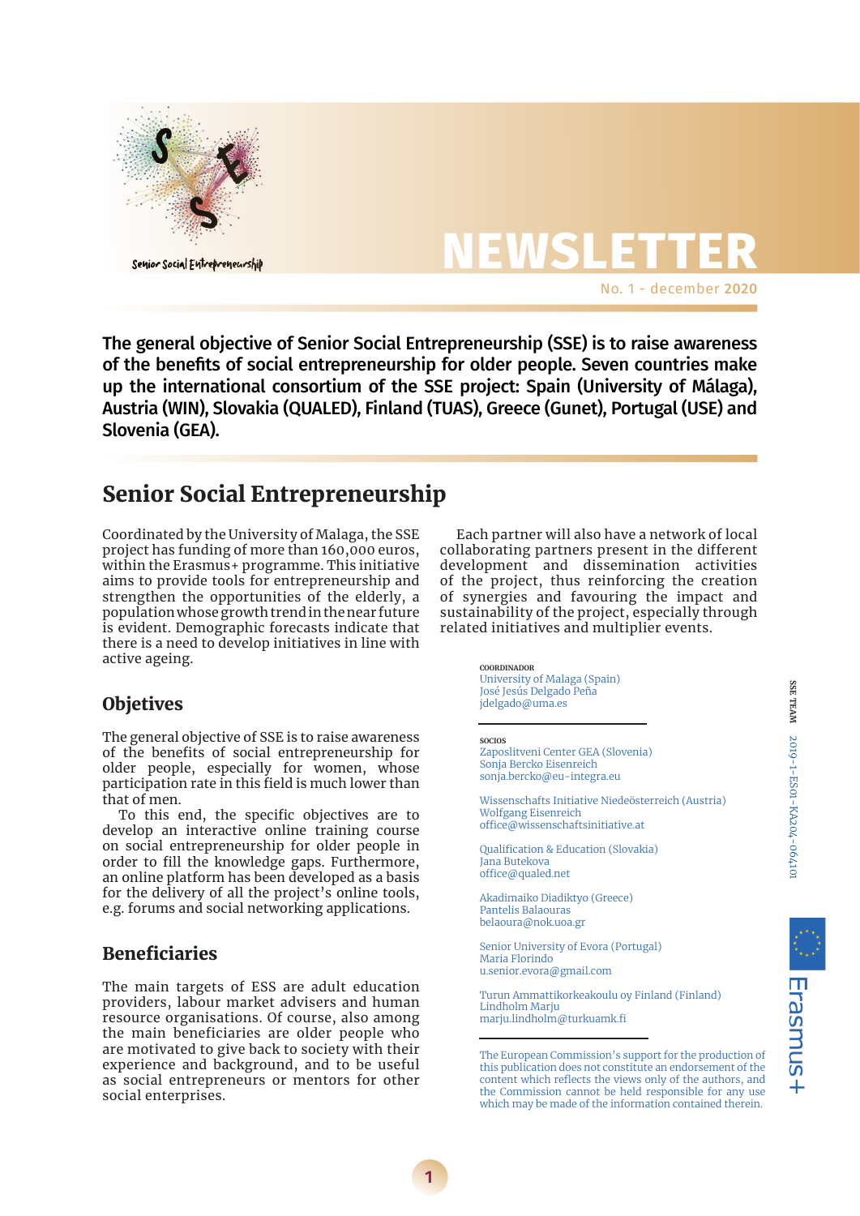Senior Social Entrepreneurship

# NEWSLETTER

No. 1 - december 2020

**The general objective of Senior Social Entrepreneurship (SSE) is to raise awareness of the benefits of social entrepreneurship for older people. Seven countries make up the international consortium of the SSE project: Spain (University of Málaga), Austria (WIN), Slovakia (QUALED), Finland (TUAS), Greece (Gunet), Portugal (USE) and Slovenia (GEA).**

## Senior Social Entrepreneurship

Coordinated by the University of Malaga, the SSE project has funding of more than 160,000 euros, within the Erasmus+ programme. This initiative aims to provide tools for entrepreneurship and strengthen the opportunities of the elderly, a population whose growth trend in the near future is evident. Demographic forecasts indicate that there is a need to develop initiatives in line with active ageing.

Each partner will also have a network of local collaborating partners present in the different development and dissemination activities of the project, thus reinforcing the creation of synergies and favouring the impact and sustainability of the project, especially through related initiatives and multiplier events.

### Objetives

The general objective of SSE is to raise awareness of the benefits of social entrepreneurship for older people, especially for women, whose participation rate in this field is much lower than that of men.

To this end, the specific objectives are to develop an interactive online training course on social entrepreneurship for older people in order to fill the knowledge gaps. Furthermore, an online platform has been developed as a basis for the delivery of all the project's online tools, e.g. forums and social networking applications.

### Beneficiaries

The main targets of ESS are adult education providers, labour market advisers and human resource organisations. Of course, also among the main beneficiaries are older people who are motivated to give back to society with their experience and background, and to be useful as social entrepreneurs or mentors for other social enterprises.

SSE TEAM 2019-1-ES01-KA204-064101

COORDINADOR
University of Malaga (Spain)
José Jesús Delgado Peña
jdelgado@uma.es

SOCIOS
Zaposlitveni Center GEA (Slovenia)
Sonja Bercko Eisenreich
sonja.bercko@eu-integra.eu

Wissenschafts Initiative Niedeösterreich (Austria)
Wolfgang Eisenreich
office@wissenschaftsinitiative.at

Qualification & Education (Slovakia)
Jana Butekova
office@qualed.net

Akadimaiko Diadiktyo (Greece)
Pantelis Balaouras
belaoura@nok.uoa.gr

Senior University of Evora (Portugal)
Maria Florindo
u.senior.evora@gmail.com

Turun Ammattikorkeakoulu oy Finland (Finland)
Lindholm Marju
marju.lindholm@turkuamk.fi

The European Commission's support for the production of this publication does not constitute an endorsement of the content which reflects the views only of the authors, and the Commission cannot be held responsible for any use which may be made of the information contained therein.

Erasmus+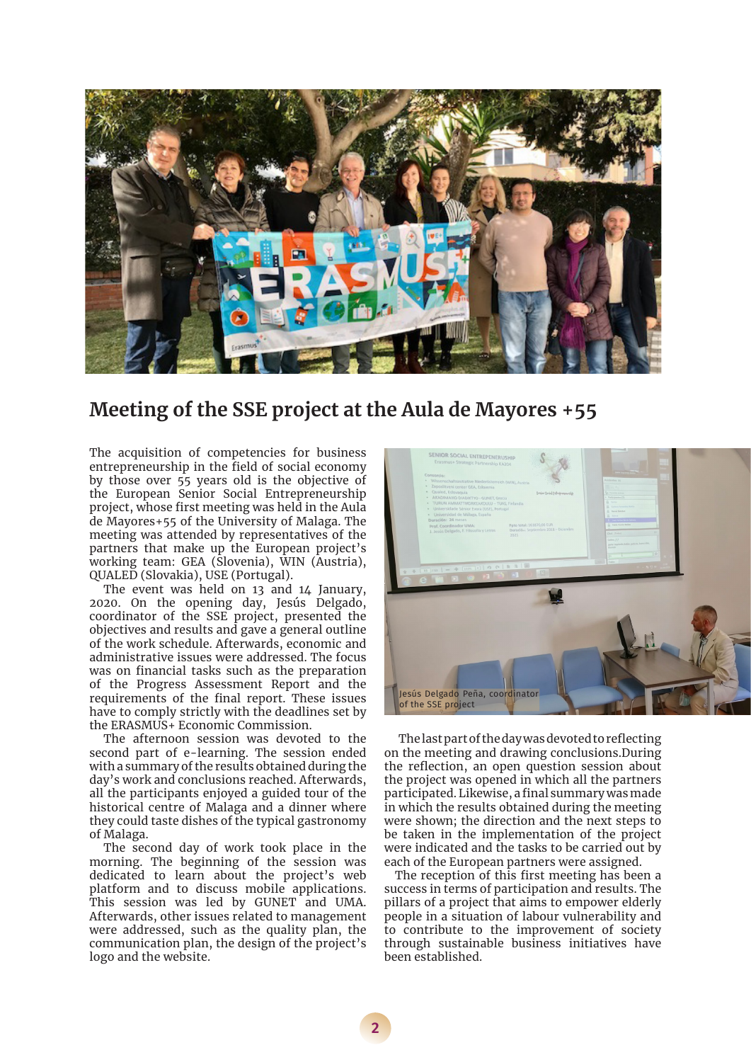## Meeting of the SSE project at the Aula de Mayores +55

The acquisition of competencies for business entrepreneurship in the field of social economy by those over 55 years old is the objective of the European Senior Social Entrepreneurship project, whose first meeting was held in the Aula de Mayores+55 of the University of Malaga. The meeting was attended by representatives of the partners that make up the European project's working team: GEA (Slovenia), WIN (Austria), QUALED (Slovakia), USE (Portugal).

The event was held on 13 and 14 January, 2020. On the opening day, Jesús Delgado, coordinator of the SSE project, presented the objectives and results and gave a general outline of the work schedule. Afterwards, economic and administrative issues were addressed. The focus was on financial tasks such as the preparation of the Progress Assessment Report and the requirements of the final report. These issues have to comply strictly with the deadlines set by the ERASMUS+ Economic Commission.

The afternoon session was devoted to the second part of e-learning. The session ended with a summary of the results obtained during the day's work and conclusions reached. Afterwards, all the participants enjoyed a guided tour of the historical centre of Malaga and a dinner where they could taste dishes of the typical gastronomy of Malaga.

The second day of work took place in the morning. The beginning of the session was dedicated to learn about the project's web platform and to discuss mobile applications. This session was led by GUNET and UMA. Afterwards, other issues related to management were addressed, such as the quality plan, the communication plan, the design of the project's logo and the website.

Jesús Delgado Peña, coordinator of the SSE project

The last part of the day was devoted to reflecting on the meeting and drawing conclusions.During the reflection, an open question session about the project was opened in which all the partners participated. Likewise, a final summary was made in which the results obtained during the meeting were shown; the direction and the next steps to be taken in the implementation of the project were indicated and the tasks to be carried out by each of the European partners were assigned.

The reception of this first meeting has been a success in terms of participation and results. The pillars of a project that aims to empower elderly people in a situation of labour vulnerability and to contribute to the improvement of society through sustainable business initiatives have been established.